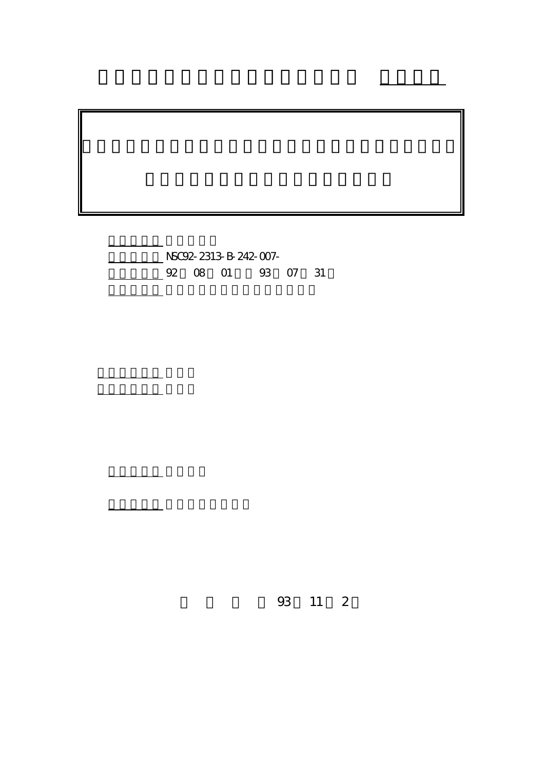NSC92-2313-B-242-007-

92 08 01 93 07 31

93 11 2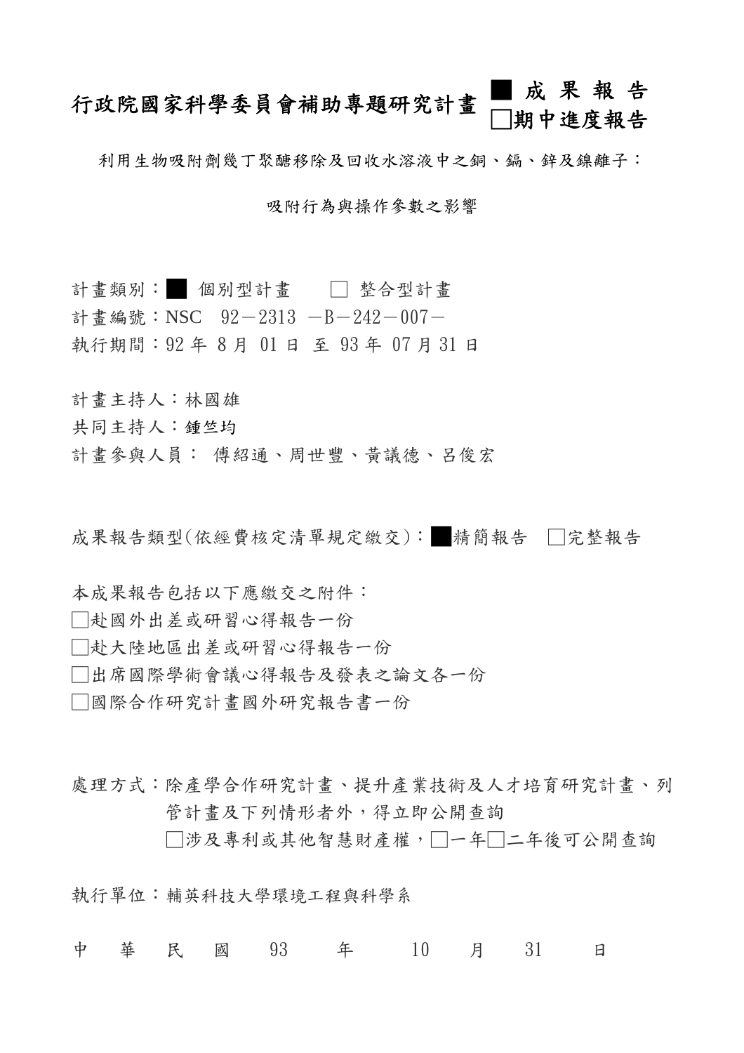# 行政院國家科學委員會補助專題研究計畫

■ 成 果 報 告
□期中進度報告

利用生物吸附劑幾丁聚醣移除及回收水溶液中之銅、鎘、鋅及鎳離子：

吸附行為與操作參數之影響

計畫類別：■ 個別型計畫　　□ 整合型計畫

計畫編號：NSC　92－2313　－B－242－007－

執行期間：92 年 8 月 01 日 至 93 年 07 月 31 日

計畫主持人：林國雄

共同主持人：鍾竺均

計畫參與人員： 傅紹通、周世豐、黃議德、呂俊宏

成果報告類型(依經費核定清單規定繳交)：■精簡報告　□完整報告

本成果報告包括以下應繳交之附件：

□赴國外出差或研習心得報告一份

□赴大陸地區出差或研習心得報告一份

□出席國際學術會議心得報告及發表之論文各一份

□國際合作研究計畫國外研究報告書一份

處理方式：除產學合作研究計畫、提升產業技術及人才培育研究計畫、列管計畫及下列情形者外，得立即公開查詢

□涉及專利或其他智慧財產權，□一年□二年後可公開查詢

執行單位：輔英科技大學環境工程與科學系

中　華　民　國　93　年　10　月　31　日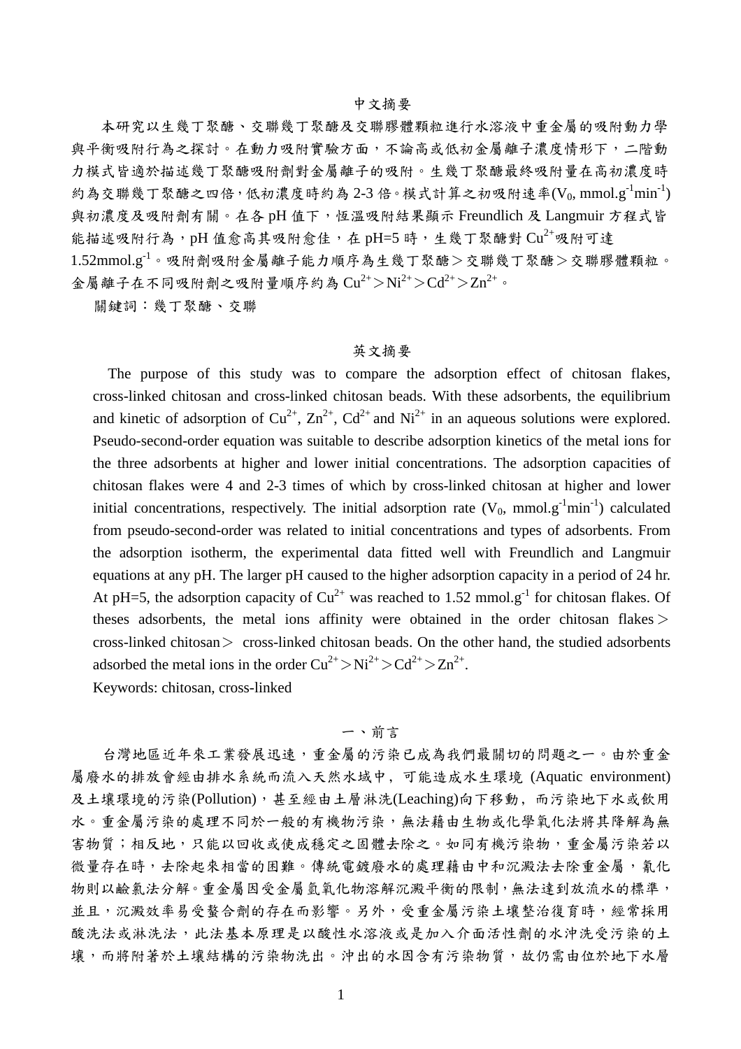## 中文摘要

本研究以生幾丁聚醣、交聯幾丁聚醣及交聯膠體顆粒進行水溶液中重金屬的吸附動力學與平衡吸附行為之探討。在動力吸附實驗方面，不論高或低初金屬離子濃度情形下，二階動力模式皆適於描述幾丁聚醣吸附劑對金屬離子的吸附。生幾丁聚醣最終吸附量在高初濃度時約為交聯幾丁聚醣之四倍，低初濃度時約為 2-3 倍。模式計算之初吸附速率($V_0$, $mmol.g^{-1}min^{-1}$)與初濃度及吸附劑有關。在各 pH 值下，恆溫吸附結果顯示 Freundlich 及 Langmuir 方程式皆能描述吸附行為，pH 值愈高其吸附愈佳，在 pH=5 時，生幾丁聚醣對 $Cu^{2+}$吸附可達 $1.52mmol.g^{-1}$。吸附劑吸附金屬離子能力順序為生幾丁聚醣＞交聯幾丁聚醣＞交聯膠體顆粒。金屬離子在不同吸附劑之吸附量順序約為 $Cu^{2+}$＞$Ni^{2+}$＞$Cd^{2+}$＞$Zn^{2+}$。

關鍵詞：幾丁聚醣、交聯

## 英文摘要

The purpose of this study was to compare the adsorption effect of chitosan flakes, cross-linked chitosan and cross-linked chitosan beads. With these adsorbents, the equilibrium and kinetic of adsorption of $Cu^{2+}$, $Zn^{2+}$, $Cd^{2+}$ and $Ni^{2+}$ in an aqueous solutions were explored. Pseudo-second-order equation was suitable to describe adsorption kinetics of the metal ions for the three adsorbents at higher and lower initial concentrations. The adsorption capacities of chitosan flakes were 4 and 2-3 times of which by cross-linked chitosan at higher and lower initial concentrations, respectively. The initial adsorption rate ($V_0$, $mmol.g^{-1}min^{-1}$) calculated from pseudo-second-order was related to initial concentrations and types of adsorbents. From the adsorption isotherm, the experimental data fitted well with Freundlich and Langmuir equations at any pH. The larger pH caused to the higher adsorption capacity in a period of 24 hr. At pH=5, the adsorption capacity of $Cu^{2+}$ was reached to 1.52 $mmol.g^{-1}$ for chitosan flakes. Of theses adsorbents, the metal ions affinity were obtained in the order chitosan flakes＞cross-linked chitosan＞ cross-linked chitosan beads. On the other hand, the studied adsorbents adsorbed the metal ions in the order $Cu^{2+}$＞$Ni^{2+}$＞$Cd^{2+}$＞$Zn^{2+}$.

Keywords: chitosan, cross-linked

## 一、前言

台灣地區近年來工業發展迅速，重金屬的污染已成為我們最關切的問題之一。由於重金屬廢水的排放會經由排水系統而流入天然水域中，可能造成水生環境 (Aquatic environment)及土壤環境的污染(Pollution)，甚至經由土層淋洗(Leaching)向下移動，而污染地下水或飲用水。重金屬污染的處理不同於一般的有機物污染，無法藉由生物或化學氧化法將其降解為無害物質；相反地，只能以回收或使成穩定之固體去除之。如同有機污染物，重金屬污染若以微量存在時，去除起來相當的困難。傳統電鍍廢水的處理藉由中和沉澱法去除重金屬，氰化物則以鹼氯法分解。重金屬因受金屬氫氧化物溶解沉澱平衡的限制，無法達到放流水的標準，並且，沉澱效率易受螯合劑的存在而影響。另外，受重金屬污染土壤整治復育時，經常採用酸洗法或淋洗法，此法基本原理是以酸性水溶液或是加入介面活性劑的水沖洗受污染的土壤，而將附著於土壤結構的污染物洗出。沖出的水因含有污染物質，故仍需由位於地下水層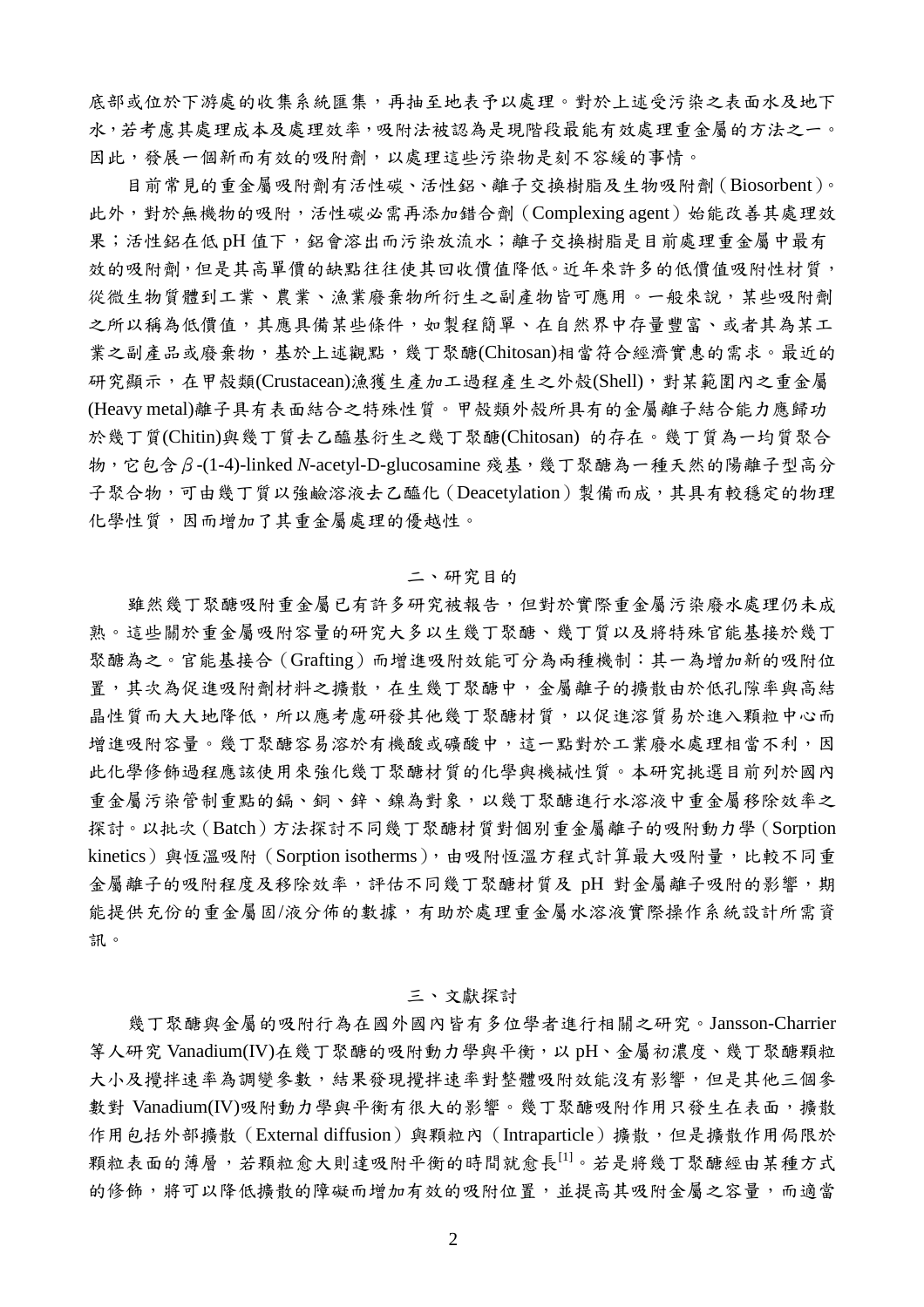底部或位於下游處的收集系統匯集，再抽至地表予以處理。對於上述受污染之表面水及地下水，若考慮其處理成本及處理效率，吸附法被認為是現階段最能有效處理重金屬的方法之一。因此，發展一個新而有效的吸附劑，以處理這些污染物是刻不容緩的事情。

目前常見的重金屬吸附劑有活性碳、活性鋁、離子交換樹脂及生物吸附劑（Biosorbent）。此外，對於無機物的吸附，活性碳必需再添加錯合劑（Complexing agent）始能改善其處理效果；活性鋁在低 pH 值下，鋁會溶出而污染放流水；離子交換樹脂是目前處理重金屬中最有效的吸附劑，但是其高單價的缺點往往使其回收價值降低。近年來許多的低價值吸附性材質，從微生物質體到工業、農業、漁業廢棄物所衍生之副產物皆可應用。一般來說，某些吸附劑之所以稱為低價值，其應具備某些條件，如製程簡單、在自然界中存量豐富、或者其為某工業之副產品或廢棄物，基於上述觀點，幾丁聚醣(Chitosan)相當符合經濟實惠的需求。最近的研究顯示，在甲殼類(Crustacean)漁獲生產加工過程產生之外殼(Shell)，對某範圍內之重金屬(Heavy metal)離子具有表面結合之特殊性質。甲殼類外殼所具有的金屬離子結合能力應歸功於幾丁質(Chitin)與幾丁質去乙醯基衍生之幾丁聚醣(Chitosan) 的存在。幾丁質為一均質聚合物，它包含 $\beta$-(1-4)-linked *N*-acetyl-D-glucosamine 殘基，幾丁聚醣為一種天然的陽離子型高分子聚合物，可由幾丁質以強鹼溶液去乙醯化（Deacetylation）製備而成，其具有較穩定的物理化學性質，因而增加了其重金屬處理的優越性。

## 二、研究目的

雖然幾丁聚醣吸附重金屬已有許多研究被報告，但對於實際重金屬污染廢水處理仍未成熟。這些關於重金屬吸附容量的研究大多以生幾丁聚醣、幾丁質以及將特殊官能基接於幾丁聚醣為之。官能基接合（Grafting）而增進吸附效能可分為兩種機制：其一為增加新的吸附位置，其次為促進吸附劑材料之擴散，在生幾丁聚醣中，金屬離子的擴散由於低孔隙率與高結晶性質而大大地降低，所以應考慮研發其他幾丁聚醣材質，以促進溶質易於進入顆粒中心而增進吸附容量。幾丁聚醣容易溶於有機酸或礦酸中，這一點對於工業廢水處理相當不利，因此化學修飾過程應該使用來強化幾丁聚醣材質的化學與機械性質。本研究挑選目前列於國內重金屬污染管制重點的鎘、銅、鋅、鎳為對象，以幾丁聚醣進行水溶液中重金屬移除效率之探討。以批次（Batch）方法探討不同幾丁聚醣材質對個別重金屬離子的吸附動力學（Sorption kinetics）與恆溫吸附（Sorption isotherms），由吸附恆溫方程式計算最大吸附量，比較不同重金屬離子的吸附程度及移除效率，評估不同幾丁聚醣材質及 pH 對金屬離子吸附的影響，期能提供充份的重金屬固/液分佈的數據，有助於處理重金屬水溶液實際操作系統設計所需資訊。

## 三、文獻探討

幾丁聚醣與金屬的吸附行為在國外國內皆有多位學者進行相關之研究。Jansson-Charrier 等人研究 Vanadium(IV)在幾丁聚醣的吸附動力學與平衡，以 pH、金屬初濃度、幾丁聚醣顆粒大小及攪拌速率為調變參數，結果發現攪拌速率對整體吸附效能沒有影響，但是其他三個參數對 Vanadium(IV)吸附動力學與平衡有很大的影響。幾丁聚醣吸附作用只發生在表面，擴散作用包括外部擴散（External diffusion）與顆粒內（Intraparticle）擴散，但是擴散作用侷限於顆粒表面的薄層，若顆粒愈大則達吸附平衡的時間就愈長[1]。若是將幾丁聚醣經由某種方式的修飾，將可以降低擴散的障礙而增加有效的吸附位置，並提高其吸附金屬之容量，而適當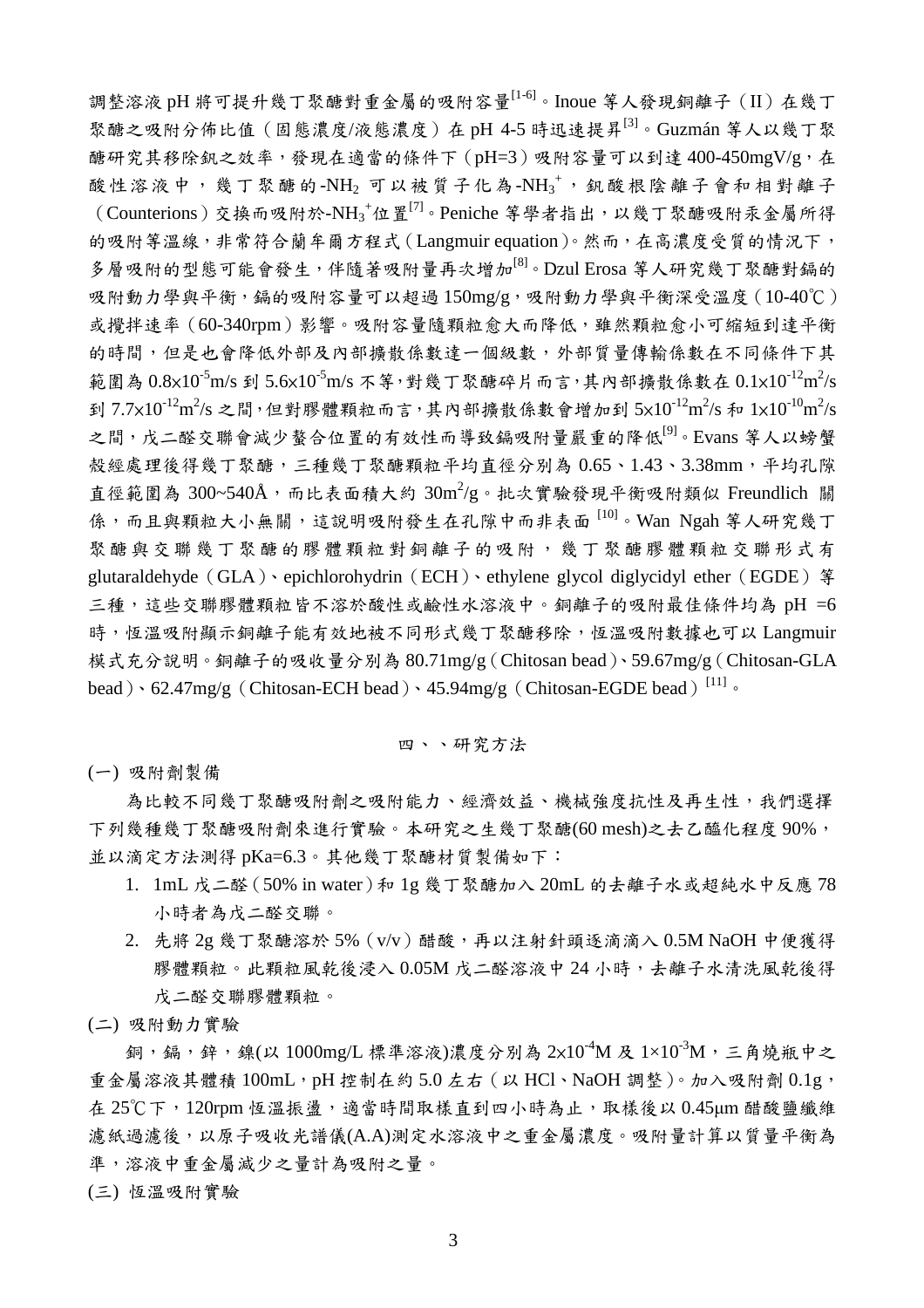調整溶液 pH 將可提升幾丁聚醣對重金屬的吸附容量[1-6]。Inoue 等人發現銅離子（II）在幾丁聚醣之吸附分佈比值（固態濃度/液態濃度）在 pH 4-5 時迅速提昇[3]。Guzmán 等人以幾丁聚醣研究其移除釩之效率，發現在適當的條件下（pH=3）吸附容量可以到達 400-450mgV/g，在酸性溶液中，幾丁聚醣的-$NH_2$ 可以被質子化為-$NH_3^+$，釩酸根陰離子會和相對離子（Counterions）交換而吸附於-$NH_3^+$位置[7]。Peniche 等學者指出，以幾丁聚醣吸附汞金屬所得的吸附等溫線，非常符合蘭年爾方程式（Langmuir equation）。然而，在高濃度受質的情況下，多層吸附的型態可能會發生，伴隨著吸附量再次增加[8]。Dzul Erosa 等人研究幾丁聚醣對鎘的吸附動力學與平衡，鎘的吸附容量可以超過 150mg/g，吸附動力學與平衡深受溫度（10-40℃）或攪拌速率（60-340rpm）影響。吸附容量隨顆粒愈大而降低，雖然顆粒愈小可縮短到達平衡的時間，但是也會降低外部及內部擴散係數達一個級數，外部質量傳輸係數在不同條件下其範圍為 $0.8\times10^{-5}$m/s 到 $5.6\times10^{-5}$m/s 不等，對幾丁聚醣碎片而言，其內部擴散係數在 $0.1\times10^{-12}$m$^2$/s 到 $7.7\times10^{-12}$m$^2$/s 之間，但對膠體顆粒而言，其內部擴散係數會增加到 $5\times10^{-12}$m$^2$/s 和 $1\times10^{-10}$m$^2$/s 之間，戊二醛交聯會減少螯合位置的有效性而導致鎘吸附量嚴重的降低[9]。Evans 等人以螃蟹殼經處理後得幾丁聚醣，三種幾丁聚醣顆粒平均直徑分別為 0.65、1.43、3.38mm，平均孔隙直徑範圍為 300~540Å，而比表面積大約 30m$^2$/g。批次實驗發現平衡吸附類似 Freundlich 關係，而且與顆粒大小無關，這說明吸附發生在孔隙中而非表面 [10]。Wan Ngah 等人研究幾丁聚醣與交聯幾丁聚醣的膠體顆粒對銅離子的吸附，幾丁聚醣膠體顆粒交聯形式有 glutaraldehyde（GLA）、epichlorohydrin（ECH）、ethylene glycol diglycidyl ether（EGDE）等三種，這些交聯膠體顆粒皆不溶於酸性或鹼性水溶液中。銅離子的吸附最佳條件均為 pH =6 時，恆溫吸附顯示銅離子能有效地被不同形式幾丁聚醣移除，恆溫吸附數據也可以 Langmuir 模式充分說明。銅離子的吸收量分別為 80.71mg/g（Chitosan bead）、59.67mg/g（Chitosan-GLA bead）、62.47mg/g（Chitosan-ECH bead）、45.94mg/g（Chitosan-EGDE bead）[11]。

## 四、、研究方法

(一) 吸附劑製備

為比較不同幾丁聚醣吸附劑之吸附能力、經濟效益、機械強度抗性及再生性，我們選擇下列幾種幾丁聚醣吸附劑來進行實驗。本研究之生幾丁聚醣(60 mesh)之去乙醯化程度 90%，並以滴定方法測得 pKa=6.3。其他幾丁聚醣材質製備如下：

1. 1mL 戊二醛（50% in water）和 1g 幾丁聚醣加入 20mL 的去離子水或超純水中反應 78 小時者為戊二醛交聯。
2. 先將 2g 幾丁聚醣溶於 5%（v/v）醋酸，再以注射針頭逐滴滴入 0.5M NaOH 中便獲得膠體顆粒。此顆粒風乾後浸入 0.05M 戊二醛溶液中 24 小時，去離子水清洗風乾後得戊二醛交聯膠體顆粒。

(二) 吸附動力實驗

銅，鎘，鋅，鎳(以 1000mg/L 標準溶液)濃度分別為 $2\times10^{-4}$M 及 $1\times10^{-3}$M，三角燒瓶中之重金屬溶液其體積 100mL，pH 控制在約 5.0 左右（以 HCl、NaOH 調整）。加入吸附劑 0.1g，在 25℃下，120rpm 恆溫振盪，適當時間取樣直到四小時為止，取樣後以 0.45μm 醋酸鹽纖維濾紙過濾後，以原子吸收光譜儀(A.A)測定水溶液中之重金屬濃度。吸附量計算以質量平衡為準，溶液中重金屬減少之量計為吸附之量。

(三) 恆溫吸附實驗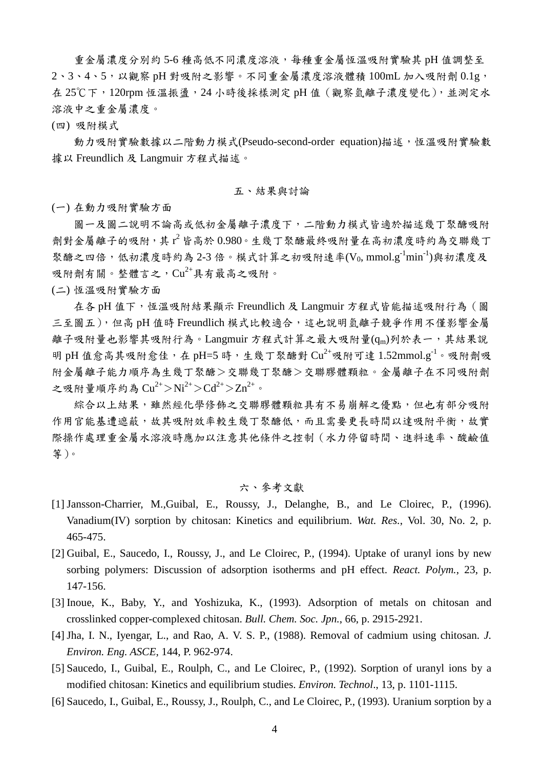重金屬濃度分別約 5-6 種高低不同濃度溶液，每種重金屬恆溫吸附實驗其 pH 值調整至 2、3、4、5，以觀察 pH 對吸附之影響。不同重金屬濃度溶液體積 100mL 加入吸附劑 0.1g，在 25℃下，120rpm 恆溫振盪，24 小時後採樣測定 pH 值（觀察氫離子濃度變化），並測定水溶液中之重金屬濃度。

(四) 吸附模式

動力吸附實驗數據以二階動力模式(Pseudo-second-order equation)描述，恆溫吸附實驗數據以 Freundlich 及 Langmuir 方程式描述。

## 五、結果與討論

(一) 在動力吸附實驗方面

圖一及圖二說明不論高或低初金屬離子濃度下，二階動力模式皆適於描述幾丁聚醣吸附劑對金屬離子的吸附，其 $r^2$ 皆高於 0.980。生幾丁聚醣最終吸附量在高初濃度時約為交聯幾丁聚醣之四倍，低初濃度時約為 2-3 倍。模式計算之初吸附速率($V_0$, $mmol.g^{-1}min^{-1}$)與初濃度及吸附劑有關。整體言之，$Cu^{2+}$具有最高之吸附。

(二) 恆溫吸附實驗方面

在各 pH 值下，恆溫吸附結果顯示 Freundlich 及 Langmuir 方程式皆能描述吸附行為（圖三至圖五），但高 pH 值時 Freundlich 模式比較適合，這也說明氫離子競爭作用不僅影響金屬離子吸附量也影響其吸附行為。Langmuir 方程式計算之最大吸附量($q_m$)列於表一，其結果說明 pH 值愈高其吸附愈佳，在 pH=5 時，生幾丁聚醣對 $Cu^{2+}$吸附可達 $1.52 mmol.g^{-1}$。吸附劑吸附金屬離子能力順序為生幾丁聚醣＞交聯幾丁聚醣＞交聯膠體顆粒。金屬離子在不同吸附劑之吸附量順序約為 $Cu^{2+}$＞$Ni^{2+}$＞$Cd^{2+}$＞$Zn^{2+}$。

綜合以上結果，雖然經化學修飾之交聯膠體顆粒具有不易崩解之優點，但也有部分吸附作用官能基遭遮蔽，故其吸附效率較生幾丁聚醣低，而且需要更長時間以達吸附平衡，故實際操作處理重金屬水溶液時應加以注意其他條件之控制（水力停留時間、進料速率、酸鹼值等）。

## 六、參考文獻

[1] Jansson-Charrier, M.,Guibal, E., Roussy, J., Delanghe, B., and Le Cloirec, P., (1996). Vanadium(IV) sorption by chitosan: Kinetics and equilibrium. *Wat. Res.*, Vol. 30, No. 2, p. 465-475.

[2] Guibal, E., Saucedo, I., Roussy, J., and Le Cloirec, P., (1994). Uptake of uranyl ions by new sorbing polymers: Discussion of adsorption isotherms and pH effect. *React. Polym.*, 23, p. 147-156.

[3] Inoue, K., Baby, Y., and Yoshizuka, K., (1993). Adsorption of metals on chitosan and crosslinked copper-complexed chitosan. *Bull. Chem. Soc. Jpn.*, 66, p. 2915-2921.

[4] Jha, I. N., Iyengar, L., and Rao, A. V. S. P., (1988). Removal of cadmium using chitosan. *J. Environ. Eng. ASCE*, 144, P. 962-974.

[5] Saucedo, I., Guibal, E., Roulph, C., and Le Cloirec, P., (1992). Sorption of uranyl ions by a modified chitosan: Kinetics and equilibrium studies. *Environ. Technol.*, 13, p. 1101-1115.

[6] Saucedo, I., Guibal, E., Roussy, J., Roulph, C., and Le Cloirec, P., (1993). Uranium sorption by a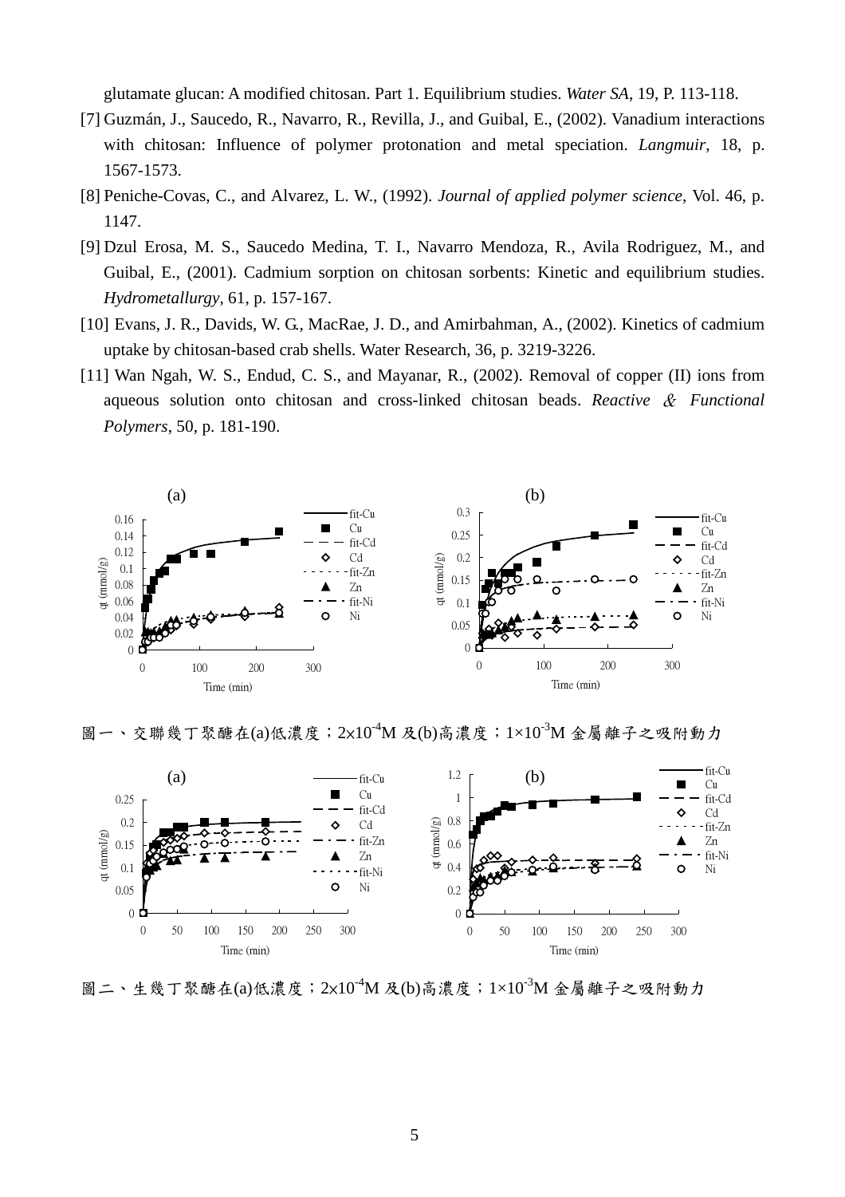glutamate glucan: A modified chitosan. Part 1. Equilibrium studies. *Water SA*, 19, P. 113-118.

[7] Guzmán, J., Saucedo, R., Navarro, R., Revilla, J., and Guibal, E., (2002). Vanadium interactions with chitosan: Influence of polymer protonation and metal speciation. *Langmuir*, 18, p. 1567-1573.

[8] Peniche-Covas, C., and Alvarez, L. W., (1992). *Journal of applied polymer science*, Vol. 46, p. 1147.

[9] Dzul Erosa, M. S., Saucedo Medina, T. I., Navarro Mendoza, R., Avila Rodriguez, M., and Guibal, E., (2001). Cadmium sorption on chitosan sorbents: Kinetic and equilibrium studies. *Hydrometallurgy*, 61, p. 157-167.

[10] Evans, J. R., Davids, W. G., MacRae, J. D., and Amirbahman, A., (2002). Kinetics of cadmium uptake by chitosan-based crab shells. Water Research, 36, p. 3219-3226.

[11] Wan Ngah, W. S., Endud, C. S., and Mayanar, R., (2002). Removal of copper (II) ions from aqueous solution onto chitosan and cross-linked chitosan beads. *Reactive & Functional Polymers*, 50, p. 181-190.

圖一、交聯幾丁聚醣在(a)低濃度；$2\times10^{-4}$M 及(b)高濃度；$1\times10^{-3}$M 金屬離子之吸附動力

圖二、生幾丁聚醣在(a)低濃度；$2\times10^{-4}$M 及(b)高濃度；$1\times10^{-3}$M 金屬離子之吸附動力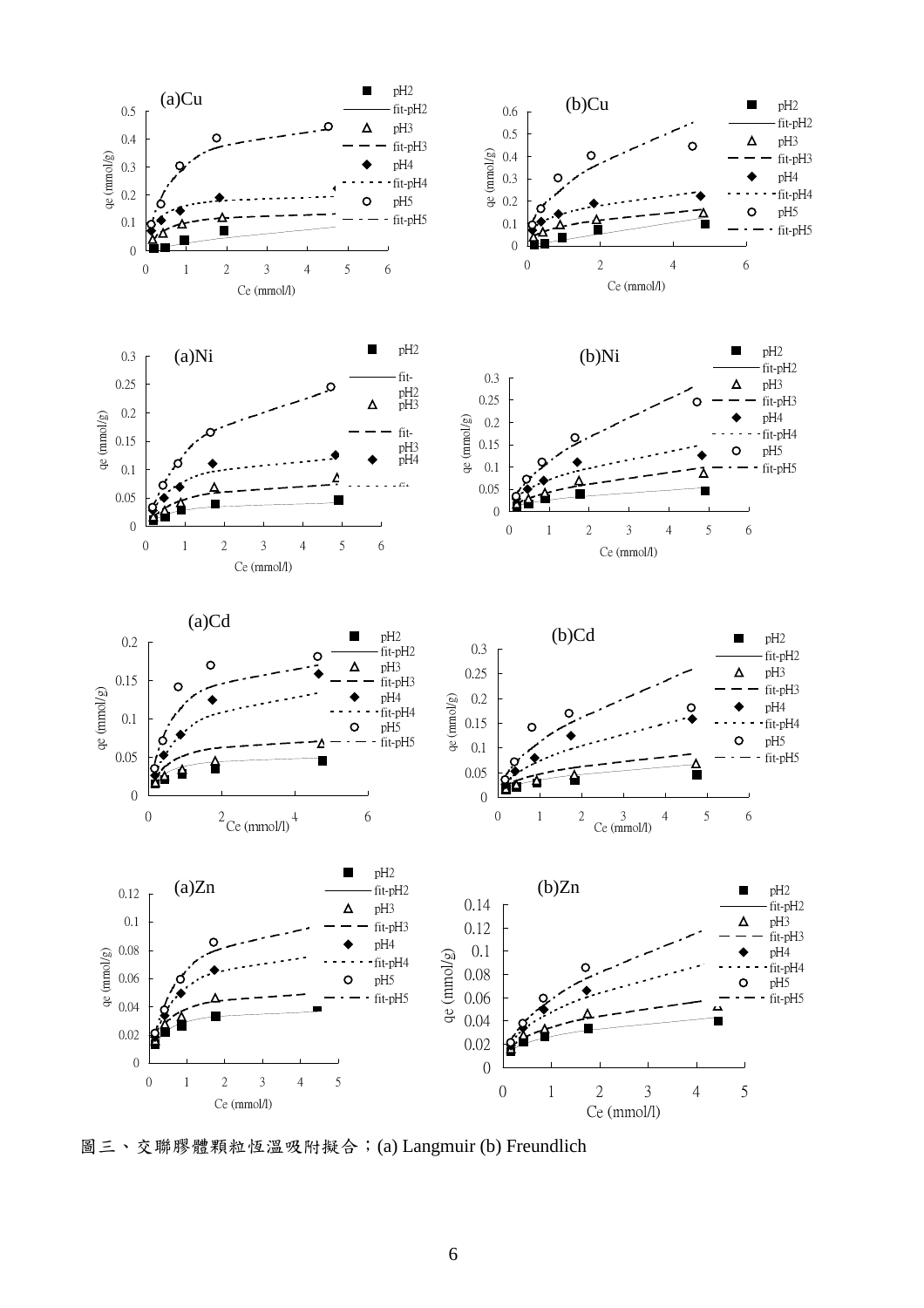圖三、交聯膠體顆粒恆溫吸附擬合；(a) Langmuir (b) Freundlich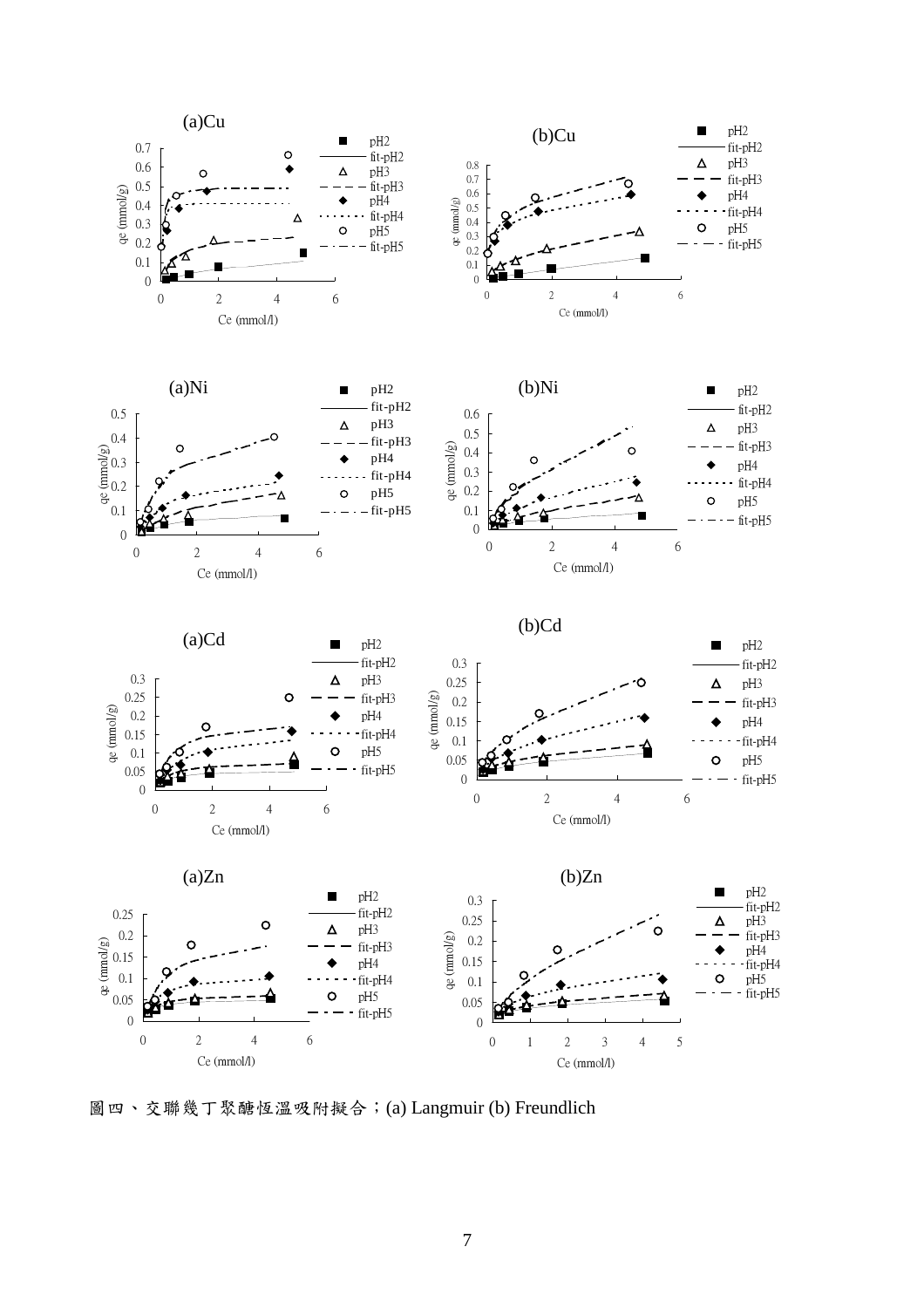圖四、交聯幾丁聚醣恆溫吸附擬合；(a) Langmuir (b) Freundlich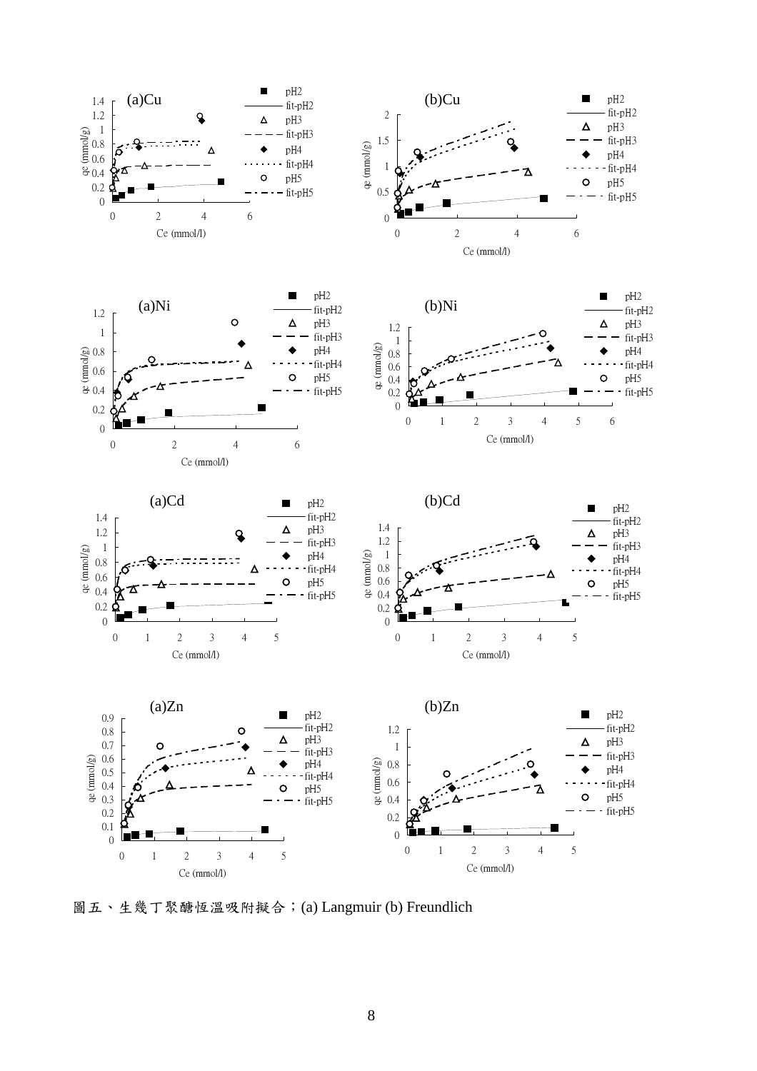圖五、生幾丁聚醣恆溫吸附擬合；(a) Langmuir (b) Freundlich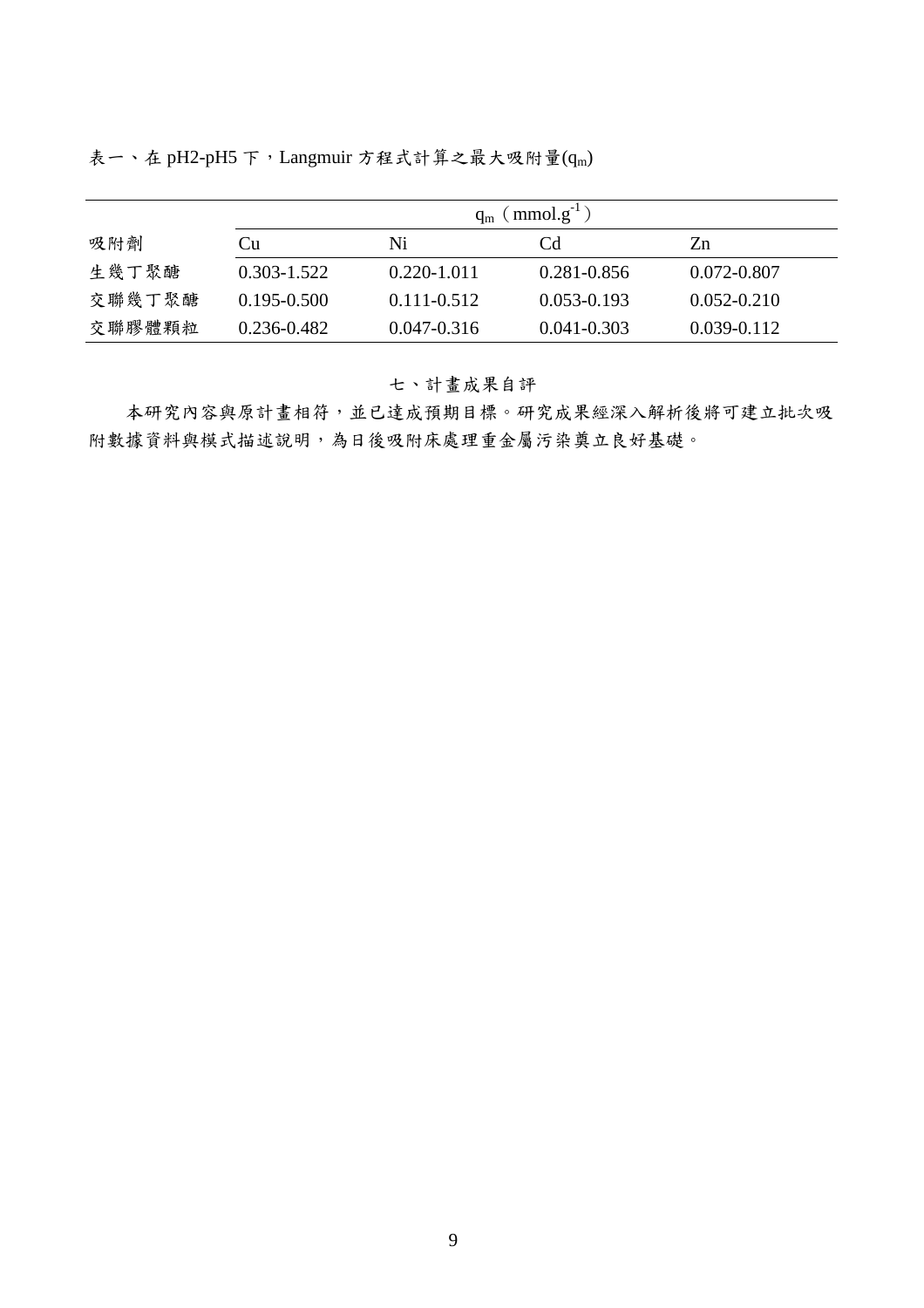表一、在 pH2-pH5 下，Langmuir 方程式計算之最大吸附量($q_m$)

| | $q_m$ ($mmol.g^{-1}$) | | | |
|---|---|---|---|---|
| 吸附劑 | Cu | Ni | Cd | Zn |
| 生幾丁聚醣 | 0.303-1.522 | 0.220-1.011 | 0.281-0.856 | 0.072-0.807 |
| 交聯幾丁聚醣 | 0.195-0.500 | 0.111-0.512 | 0.053-0.193 | 0.052-0.210 |
| 交聯膠體顆粒 | 0.236-0.482 | 0.047-0.316 | 0.041-0.303 | 0.039-0.112 |

## 七、計畫成果自評

本研究內容與原計畫相符，並已達成預期目標。研究成果經深入解析後將可建立批次吸附數據資料與模式描述說明，為日後吸附床處理重金屬污染奠立良好基礎。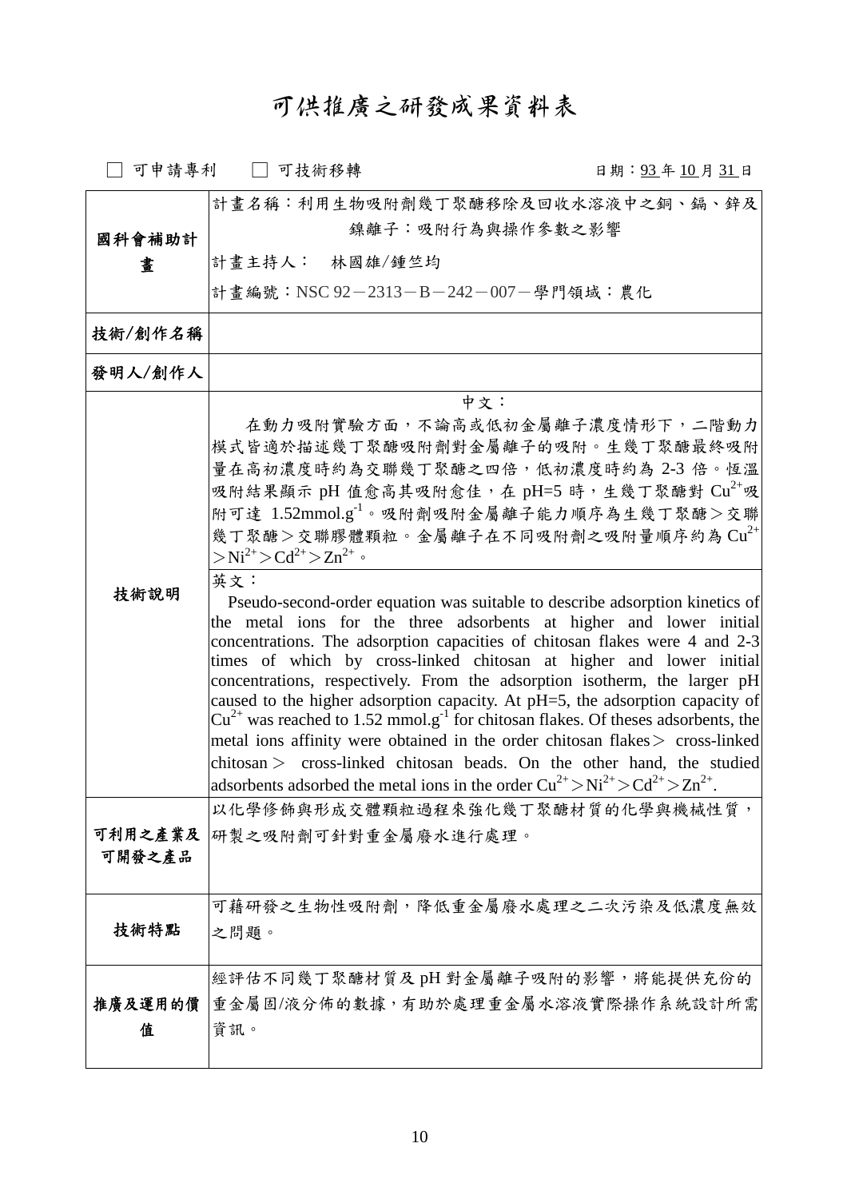# 可供推廣之研發成果資料表

☐ 可申請專利 ☐ 可技術移轉 日期：93 年 10 月 31 日

| | |
|---|---|
| 國科會補助計畫 | 計畫名稱：利用生物吸附劑幾丁聚醣移除及回收水溶液中之銅、鎘、鋅及鎳離子：吸附行為與操作參數之影響<br>計畫主持人： 林國雄/鍾竺均<br>計畫編號：NSC 92－2313－B－242－007－學門領域：農化 |
| 技術/創作名稱 | |
| 發明人/創作人 | |
| 技術說明 | 中文：<br>在動力吸附實驗方面，不論高或低初金屬離子濃度情形下，二階動力模式皆適於描述幾丁聚醣吸附劑對金屬離子的吸附。生幾丁聚醣最終吸附量在高初濃度時約為交聯幾丁聚醣之四倍，低初濃度時約為 2-3 倍。恆溫吸附結果顯示 pH 值愈高其吸附愈佳，在 pH=5 時，生幾丁聚醣對 $Cu^{2+}$吸附可達 $1.52 mmol.g^{-1}$。吸附劑吸附金屬離子能力順序為生幾丁聚醣＞交聯幾丁聚醣＞交聯膠體顆粒。金屬離子在不同吸附劑之吸附量順序約為 $Cu^{2+}$＞$Ni^{2+}$＞$Cd^{2+}$＞$Zn^{2+}$。<br>英文：<br>Pseudo-second-order equation was suitable to describe adsorption kinetics of the metal ions for the three adsorbents at higher and lower initial concentrations. The adsorption capacities of chitosan flakes were 4 and 2-3 times of which by cross-linked chitosan at higher and lower initial concentrations, respectively. From the adsorption isotherm, the larger pH caused to the higher adsorption capacity. At pH=5, the adsorption capacity of $Cu^{2+}$ was reached to $1.52 mmol.g^{-1}$ for chitosan flakes. Of theses adsorbents, the metal ions affinity were obtained in the order chitosan flakes＞ cross-linked chitosan＞ cross-linked chitosan beads. On the other hand, the studied adsorbents adsorbed the metal ions in the order $Cu^{2+}$＞$Ni^{2+}$＞$Cd^{2+}$＞$Zn^{2+}$. |
| 可利用之產業及可開發之產品 | 以化學修飾與形成交體顆粒過程來強化幾丁聚醣材質的化學與機械性質，研製之吸附劑可針對重金屬廢水進行處理。 |
| 技術特點 | 可藉研發之生物性吸附劑，降低重金屬廢水處理之二次污染及低濃度無效之問題。 |
| 推廣及運用的價值 | 經評估不同幾丁聚醣材質及 pH 對金屬離子吸附的影響，將能提供充份的重金屬固/液分佈的數據，有助於處理重金屬水溶液實際操作系統設計所需資訊。 |